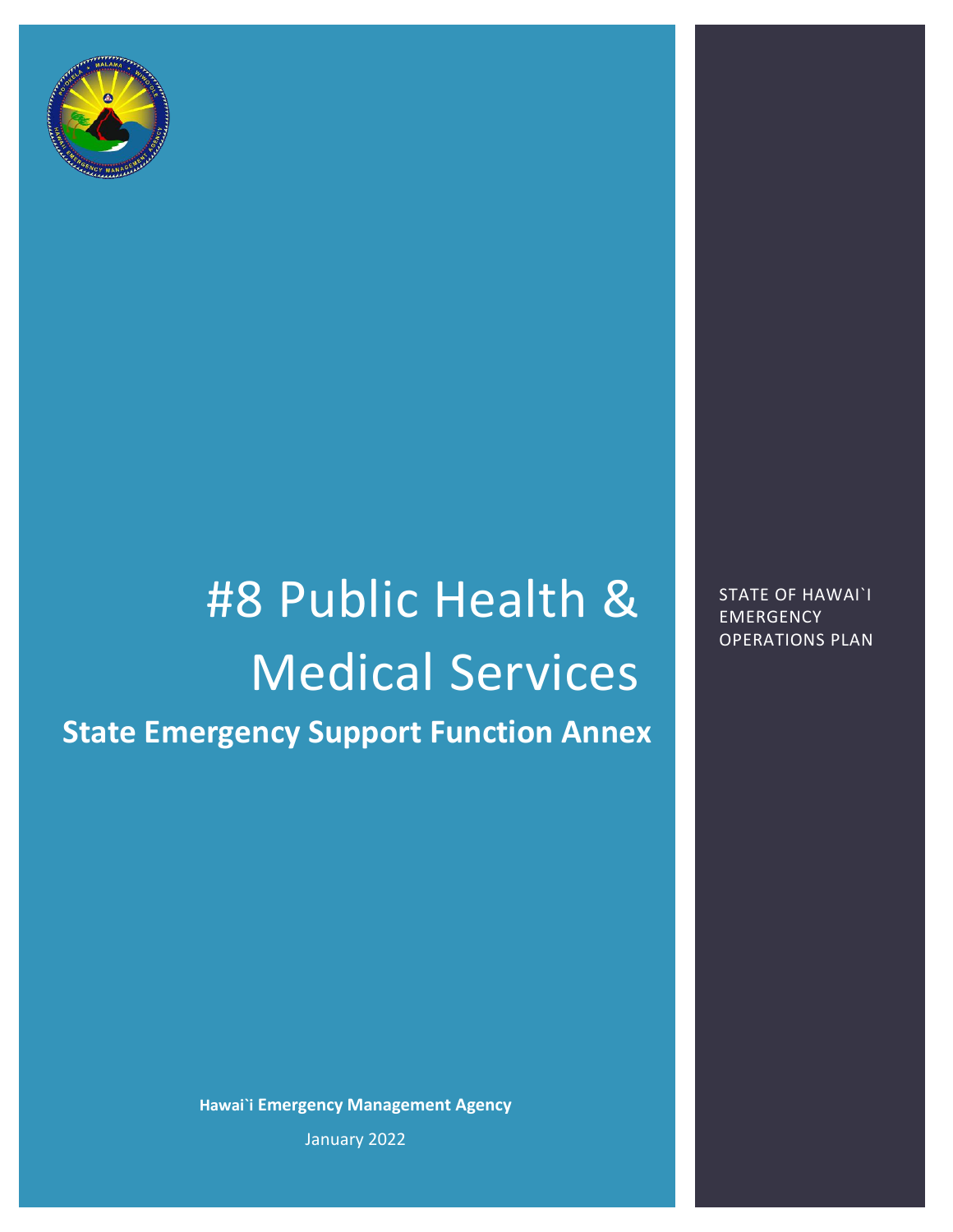# #8 Public Health & Medical Services

## State Emergency Support Function Annex

STATE OF HAWAI`I EMERGENCY OPERATIONS PLAN

**Hawai`i Emergency Management Agency**

January 2022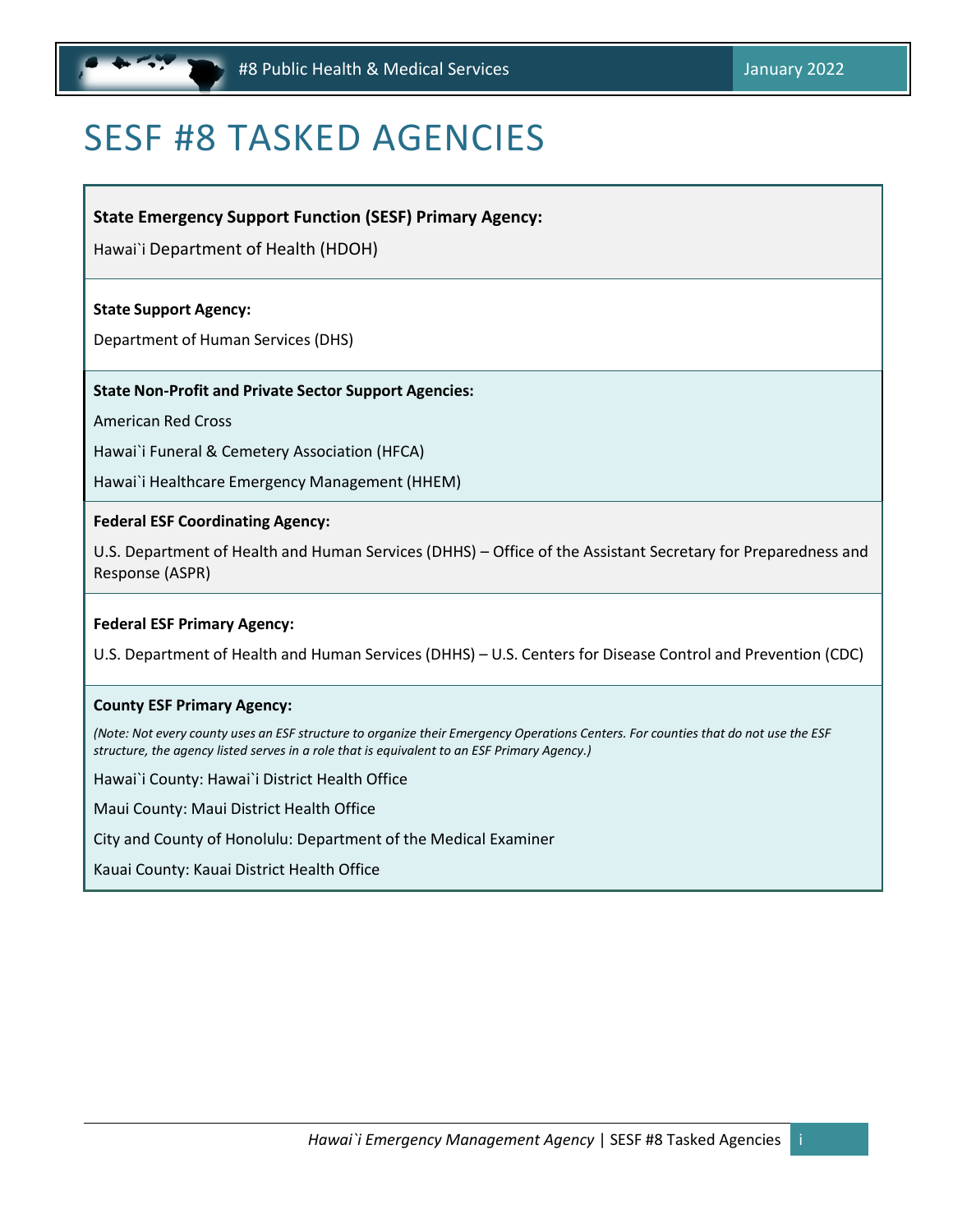# SESF #8 TASKED AGENCIES

**State Emergency Support Function (SESF) Primary Agency:**

Hawai`i Department of Health (HDOH)

**State Support Agency:**

Department of Human Services (DHS)

**State Non-Profit and Private Sector Support Agencies:**

American Red Cross

Hawai`i Funeral & Cemetery Association (HFCA)

Hawai`i Healthcare Emergency Management (HHEM)

**Federal ESF Coordinating Agency:**

U.S. Department of Health and Human Services (DHHS) – Office of the Assistant Secretary for Preparedness and Response (ASPR)

**Federal ESF Primary Agency:**

U.S. Department of Health and Human Services (DHHS) – U.S. Centers for Disease Control and Prevention (CDC)

**County ESF Primary Agency:**

*(Note: Not every county uses an ESF structure to organize their Emergency Operations Centers. For counties that do not use the ESF structure, the agency listed serves in a role that is equivalent to an ESF Primary Agency.)*

Hawai`i County: Hawai`i District Health Office

Maui County: Maui District Health Office

City and County of Honolulu: Department of the Medical Examiner

Kauai County: Kauai District Health Office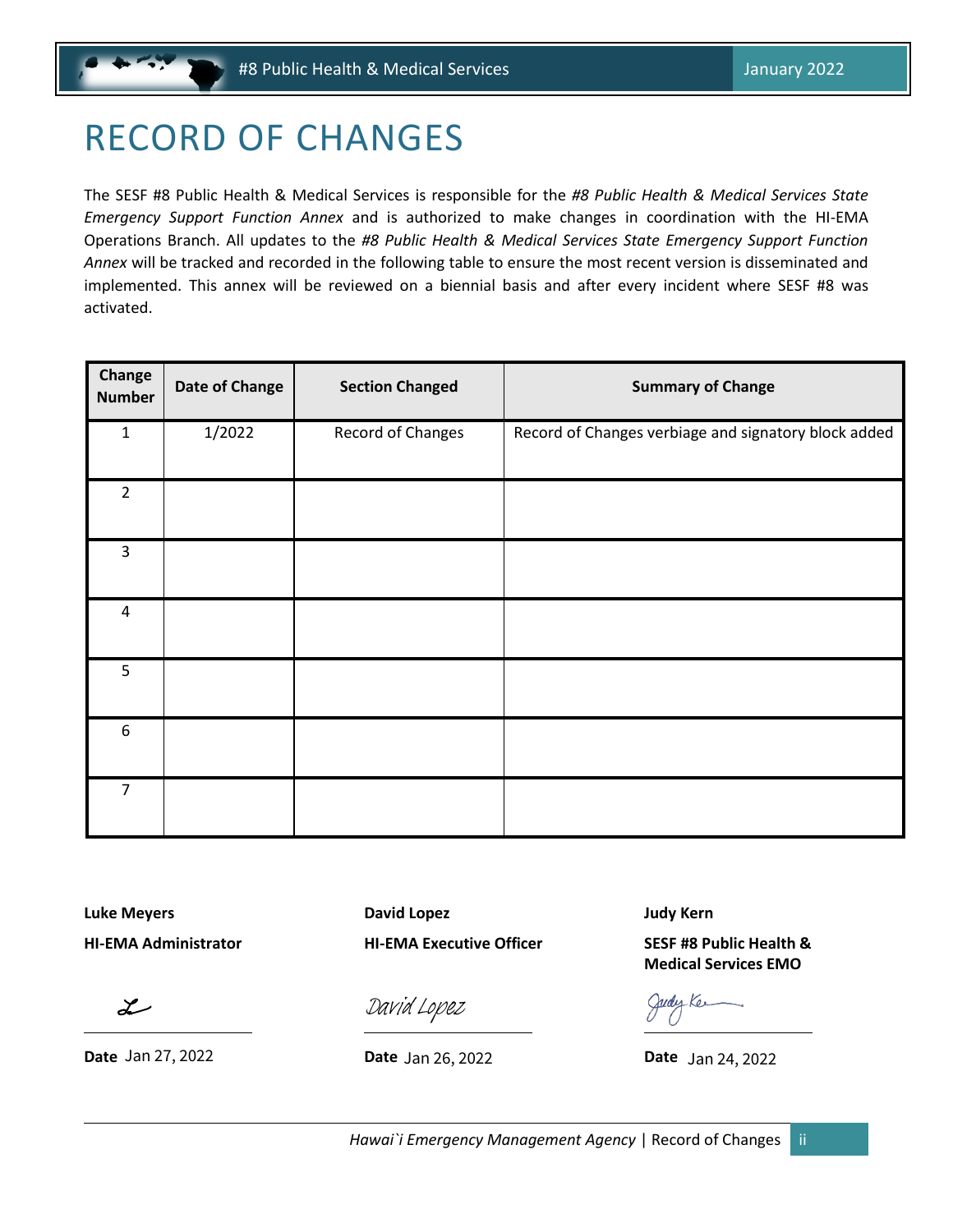# RECORD OF CHANGES

The SESF #8 Public Health & Medical Services is responsible for the *#8 Public Health & Medical Services State Emergency Support Function Annex* and is authorized to make changes in coordination with the HI-EMA Operations Branch. All updates to the *#8 Public Health & Medical Services State Emergency Support Function Annex* will be tracked and recorded in the following table to ensure the most recent version is disseminated and implemented. This annex will be reviewed on a biennial basis and after every incident where SESF #8 was activated.

| Change Number | Date of Change | Section Changed | Summary of Change |
|---|---|---|---|
| 1 | 1/2022 | Record of Changes | Record of Changes verbiage and signatory block added |
| 2 | | | |
| 3 | | | |
| 4 | | | |
| 5 | | | |
| 6 | | | |
| 7 | | | |

**Luke Meyers**
**HI-EMA Administrator**

**Date** Jan 27, 2022

**David Lopez**
**HI-EMA Executive Officer**

David Lopez

**Date** Jan 26, 2022

**Judy Kern**
**SESF #8 Public Health & Medical Services EMO**

**Date** Jan 24, 2022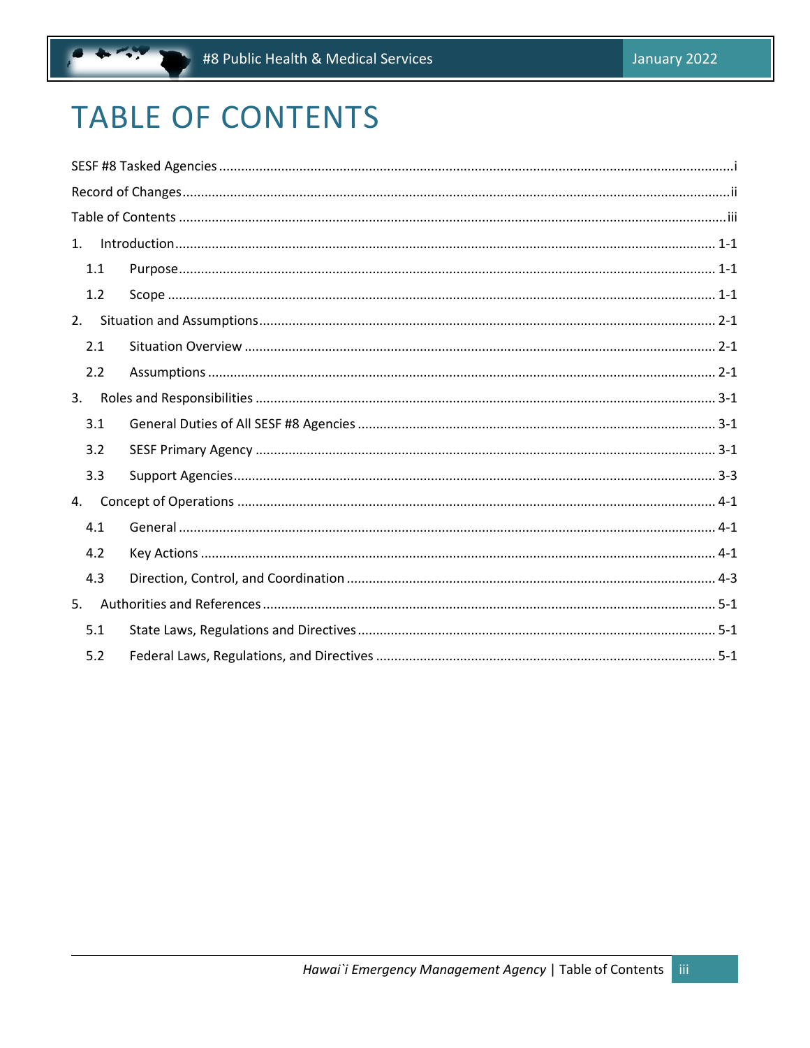# TABLE OF CONTENTS

SESF #8 Tasked Agencies ........ i

Record of Changes ........ ii

Table of Contents ........ iii

1. Introduction ........ 1-1
   - 1.1 Purpose ........ 1-1
   - 1.2 Scope ........ 1-1
2. Situation and Assumptions ........ 2-1
   - 2.1 Situation Overview ........ 2-1
   - 2.2 Assumptions ........ 2-1
3. Roles and Responsibilities ........ 3-1
   - 3.1 General Duties of All SESF #8 Agencies ........ 3-1
   - 3.2 SESF Primary Agency ........ 3-1
   - 3.3 Support Agencies ........ 3-3
4. Concept of Operations ........ 4-1
   - 4.1 General ........ 4-1
   - 4.2 Key Actions ........ 4-1
   - 4.3 Direction, Control, and Coordination ........ 4-3
5. Authorities and References ........ 5-1
   - 5.1 State Laws, Regulations and Directives ........ 5-1
   - 5.2 Federal Laws, Regulations, and Directives ........ 5-1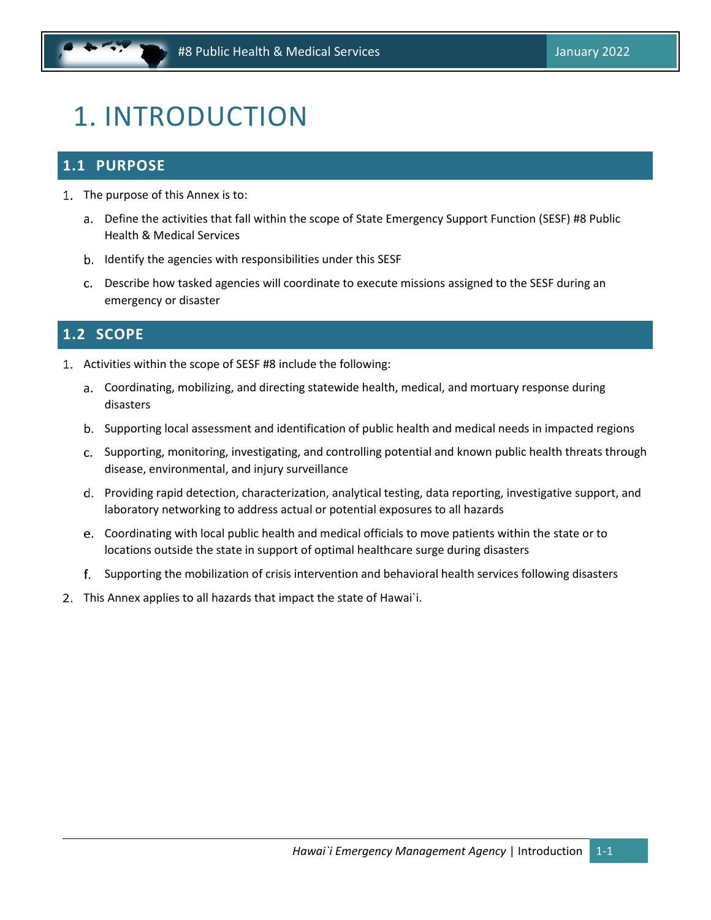# 1. INTRODUCTION

## 1.1 PURPOSE

1. The purpose of this Annex is to:
   a. Define the activities that fall within the scope of State Emergency Support Function (SESF) #8 Public Health & Medical Services
   b. Identify the agencies with responsibilities under this SESF
   c. Describe how tasked agencies will coordinate to execute missions assigned to the SESF during an emergency or disaster

## 1.2 SCOPE

1. Activities within the scope of SESF #8 include the following:
   a. Coordinating, mobilizing, and directing statewide health, medical, and mortuary response during disasters
   b. Supporting local assessment and identification of public health and medical needs in impacted regions
   c. Supporting, monitoring, investigating, and controlling potential and known public health threats through disease, environmental, and injury surveillance
   d. Providing rapid detection, characterization, analytical testing, data reporting, investigative support, and laboratory networking to address actual or potential exposures to all hazards
   e. Coordinating with local public health and medical officials to move patients within the state or to locations outside the state in support of optimal healthcare surge during disasters
   f. Supporting the mobilization of crisis intervention and behavioral health services following disasters
2. This Annex applies to all hazards that impact the state of Hawai`i.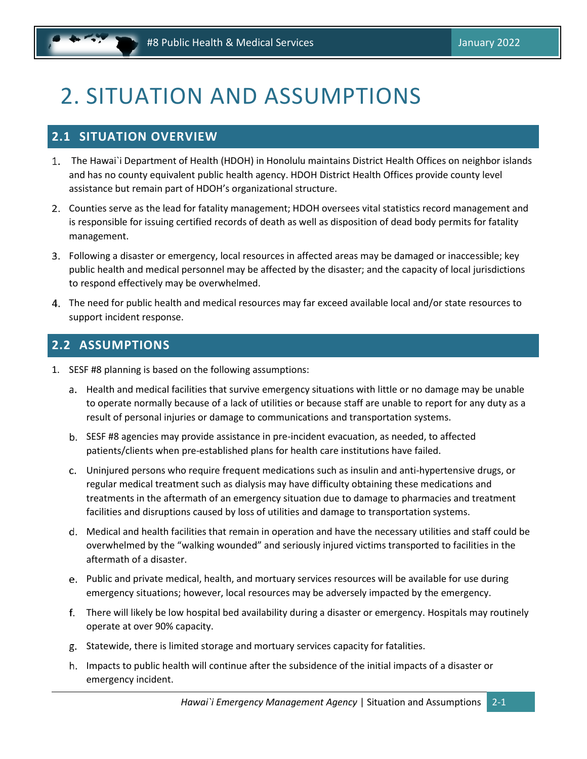# 2. SITUATION AND ASSUMPTIONS

## 2.1 SITUATION OVERVIEW

1. The Hawai`i Department of Health (HDOH) in Honolulu maintains District Health Offices on neighbor islands and has no county equivalent public health agency. HDOH District Health Offices provide county level assistance but remain part of HDOH's organizational structure.
2. Counties serve as the lead for fatality management; HDOH oversees vital statistics record management and is responsible for issuing certified records of death as well as disposition of dead body permits for fatality management.
3. Following a disaster or emergency, local resources in affected areas may be damaged or inaccessible; key public health and medical personnel may be affected by the disaster; and the capacity of local jurisdictions to respond effectively may be overwhelmed.
4. The need for public health and medical resources may far exceed available local and/or state resources to support incident response.

## 2.2 ASSUMPTIONS

1. SESF #8 planning is based on the following assumptions:
   a. Health and medical facilities that survive emergency situations with little or no damage may be unable to operate normally because of a lack of utilities or because staff are unable to report for any duty as a result of personal injuries or damage to communications and transportation systems.
   b. SESF #8 agencies may provide assistance in pre-incident evacuation, as needed, to affected patients/clients when pre-established plans for health care institutions have failed.
   c. Uninjured persons who require frequent medications such as insulin and anti-hypertensive drugs, or regular medical treatment such as dialysis may have difficulty obtaining these medications and treatments in the aftermath of an emergency situation due to damage to pharmacies and treatment facilities and disruptions caused by loss of utilities and damage to transportation systems.
   d. Medical and health facilities that remain in operation and have the necessary utilities and staff could be overwhelmed by the "walking wounded" and seriously injured victims transported to facilities in the aftermath of a disaster.
   e. Public and private medical, health, and mortuary services resources will be available for use during emergency situations; however, local resources may be adversely impacted by the emergency.
   f. There will likely be low hospital bed availability during a disaster or emergency. Hospitals may routinely operate at over 90% capacity.
   g. Statewide, there is limited storage and mortuary services capacity for fatalities.
   h. Impacts to public health will continue after the subsidence of the initial impacts of a disaster or emergency incident.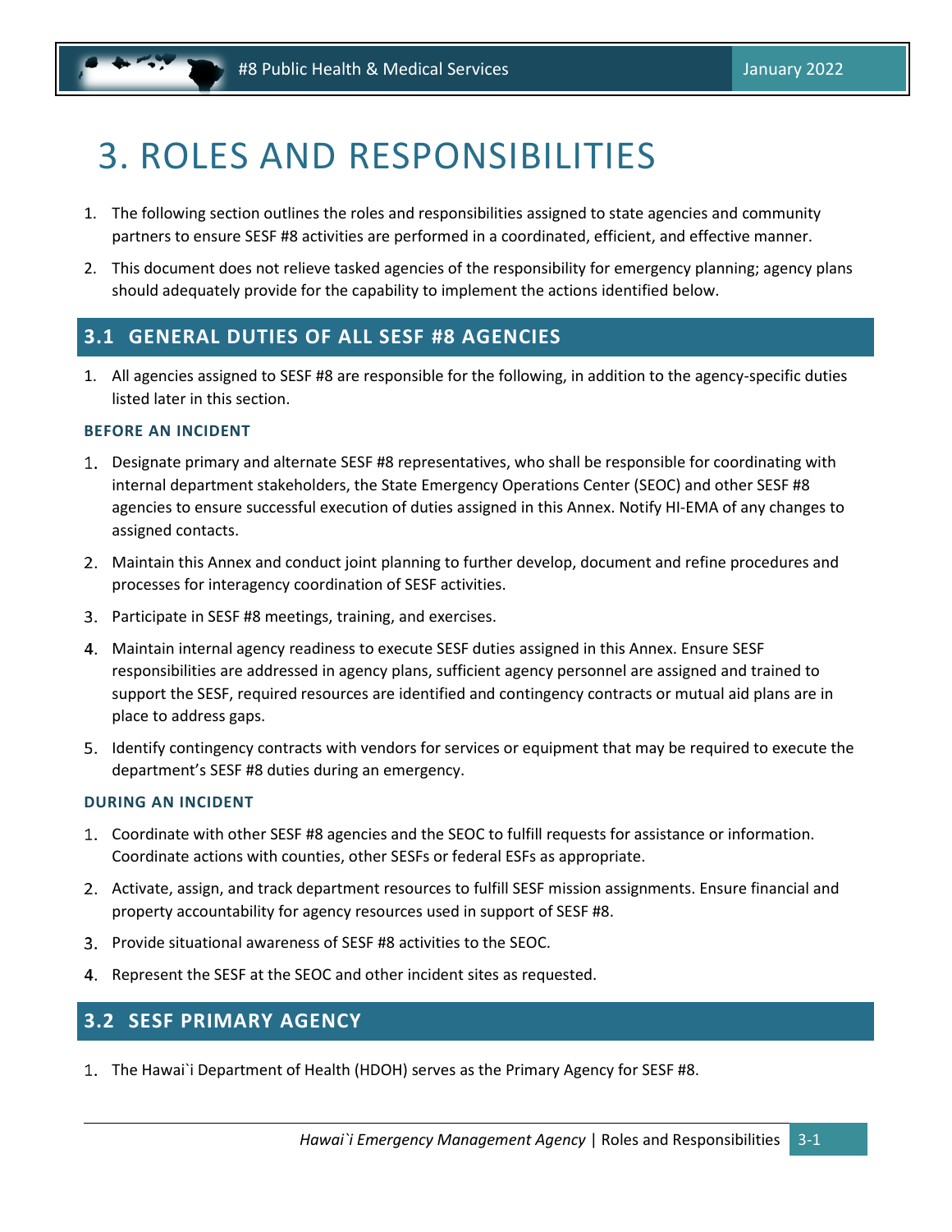# 3. ROLES AND RESPONSIBILITIES

1. The following section outlines the roles and responsibilities assigned to state agencies and community partners to ensure SESF #8 activities are performed in a coordinated, efficient, and effective manner.
2. This document does not relieve tasked agencies of the responsibility for emergency planning; agency plans should adequately provide for the capability to implement the actions identified below.

## 3.1 GENERAL DUTIES OF ALL SESF #8 AGENCIES

1. All agencies assigned to SESF #8 are responsible for the following, in addition to the agency-specific duties listed later in this section.

### BEFORE AN INCIDENT

1. Designate primary and alternate SESF #8 representatives, who shall be responsible for coordinating with internal department stakeholders, the State Emergency Operations Center (SEOC) and other SESF #8 agencies to ensure successful execution of duties assigned in this Annex. Notify HI-EMA of any changes to assigned contacts.
2. Maintain this Annex and conduct joint planning to further develop, document and refine procedures and processes for interagency coordination of SESF activities.
3. Participate in SESF #8 meetings, training, and exercises.
4. Maintain internal agency readiness to execute SESF duties assigned in this Annex. Ensure SESF responsibilities are addressed in agency plans, sufficient agency personnel are assigned and trained to support the SESF, required resources are identified and contingency contracts or mutual aid plans are in place to address gaps.
5. Identify contingency contracts with vendors for services or equipment that may be required to execute the department's SESF #8 duties during an emergency.

### DURING AN INCIDENT

1. Coordinate with other SESF #8 agencies and the SEOC to fulfill requests for assistance or information. Coordinate actions with counties, other SESFs or federal ESFs as appropriate.
2. Activate, assign, and track department resources to fulfill SESF mission assignments. Ensure financial and property accountability for agency resources used in support of SESF #8.
3. Provide situational awareness of SESF #8 activities to the SEOC.
4. Represent the SESF at the SEOC and other incident sites as requested.

## 3.2 SESF PRIMARY AGENCY

1. The Hawai`i Department of Health (HDOH) serves as the Primary Agency for SESF #8.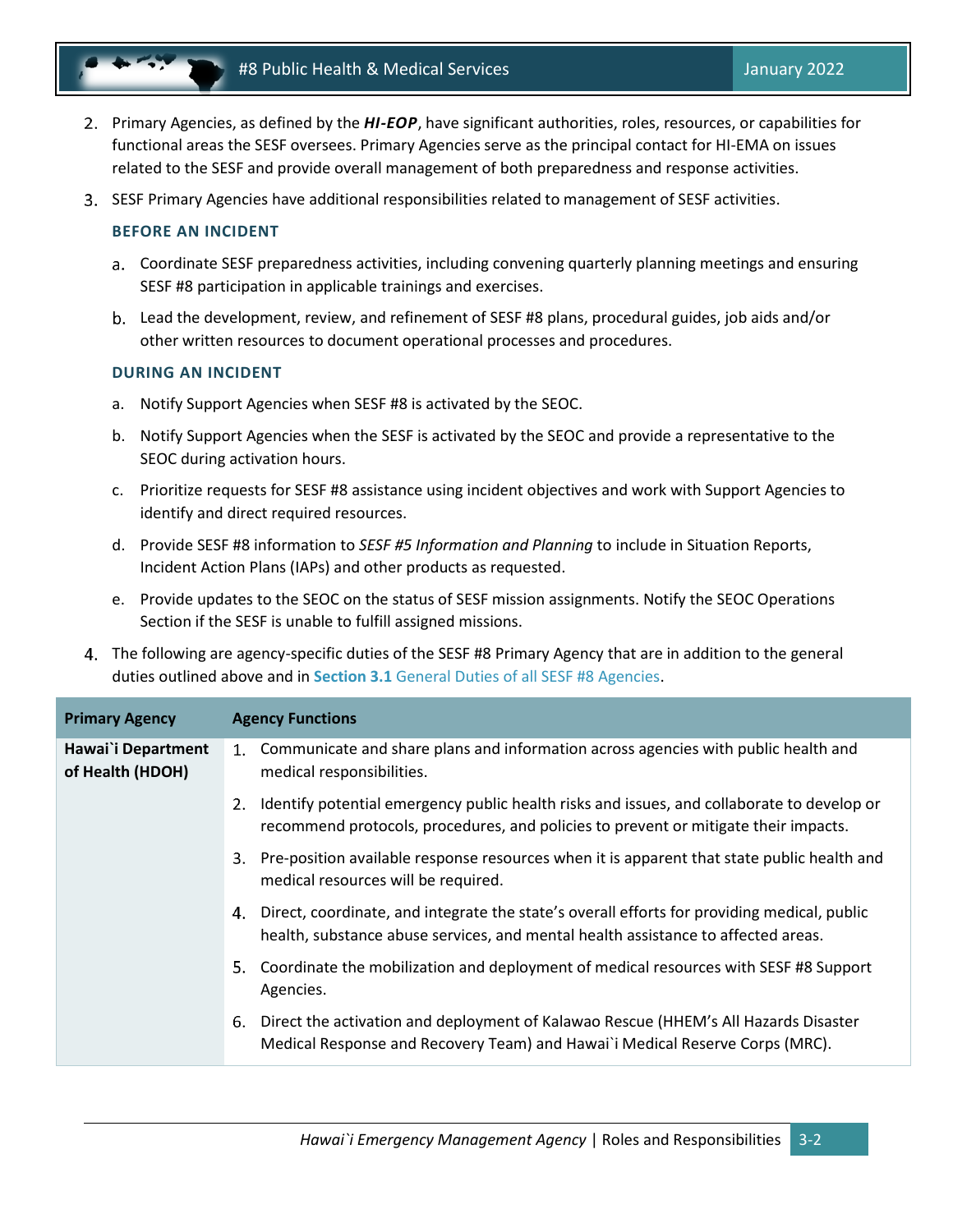2. Primary Agencies, as defined by the ***HI-EOP***, have significant authorities, roles, resources, or capabilities for functional areas the SESF oversees. Primary Agencies serve as the principal contact for HI-EMA on issues related to the SESF and provide overall management of both preparedness and response activities.

3. SESF Primary Agencies have additional responsibilities related to management of SESF activities.

   **BEFORE AN INCIDENT**

   a. Coordinate SESF preparedness activities, including convening quarterly planning meetings and ensuring SESF #8 participation in applicable trainings and exercises.

   b. Lead the development, review, and refinement of SESF #8 plans, procedural guides, job aids and/or other written resources to document operational processes and procedures.

   **DURING AN INCIDENT**

   a. Notify Support Agencies when SESF #8 is activated by the SEOC.

   b. Notify Support Agencies when the SESF is activated by the SEOC and provide a representative to the SEOC during activation hours.

   c. Prioritize requests for SESF #8 assistance using incident objectives and work with Support Agencies to identify and direct required resources.

   d. Provide SESF #8 information to *SESF #5 Information and Planning* to include in Situation Reports, Incident Action Plans (IAPs) and other products as requested.

   e. Provide updates to the SEOC on the status of SESF mission assignments. Notify the SEOC Operations Section if the SESF is unable to fulfill assigned missions.

4. The following are agency-specific duties of the SESF #8 Primary Agency that are in addition to the general duties outlined above and in **Section 3.1** General Duties of all SESF #8 Agencies.

| Primary Agency | Agency Functions |
|---|---|
| **Hawai`i Department of Health (HDOH)** | 1. Communicate and share plans and information across agencies with public health and medical responsibilities.<br>2. Identify potential emergency public health risks and issues, and collaborate to develop or recommend protocols, procedures, and policies to prevent or mitigate their impacts.<br>3. Pre-position available response resources when it is apparent that state public health and medical resources will be required.<br>4. Direct, coordinate, and integrate the state's overall efforts for providing medical, public health, substance abuse services, and mental health assistance to affected areas.<br>5. Coordinate the mobilization and deployment of medical resources with SESF #8 Support Agencies.<br>6. Direct the activation and deployment of Kalawao Rescue (HHEM's All Hazards Disaster Medical Response and Recovery Team) and Hawai`i Medical Reserve Corps (MRC). |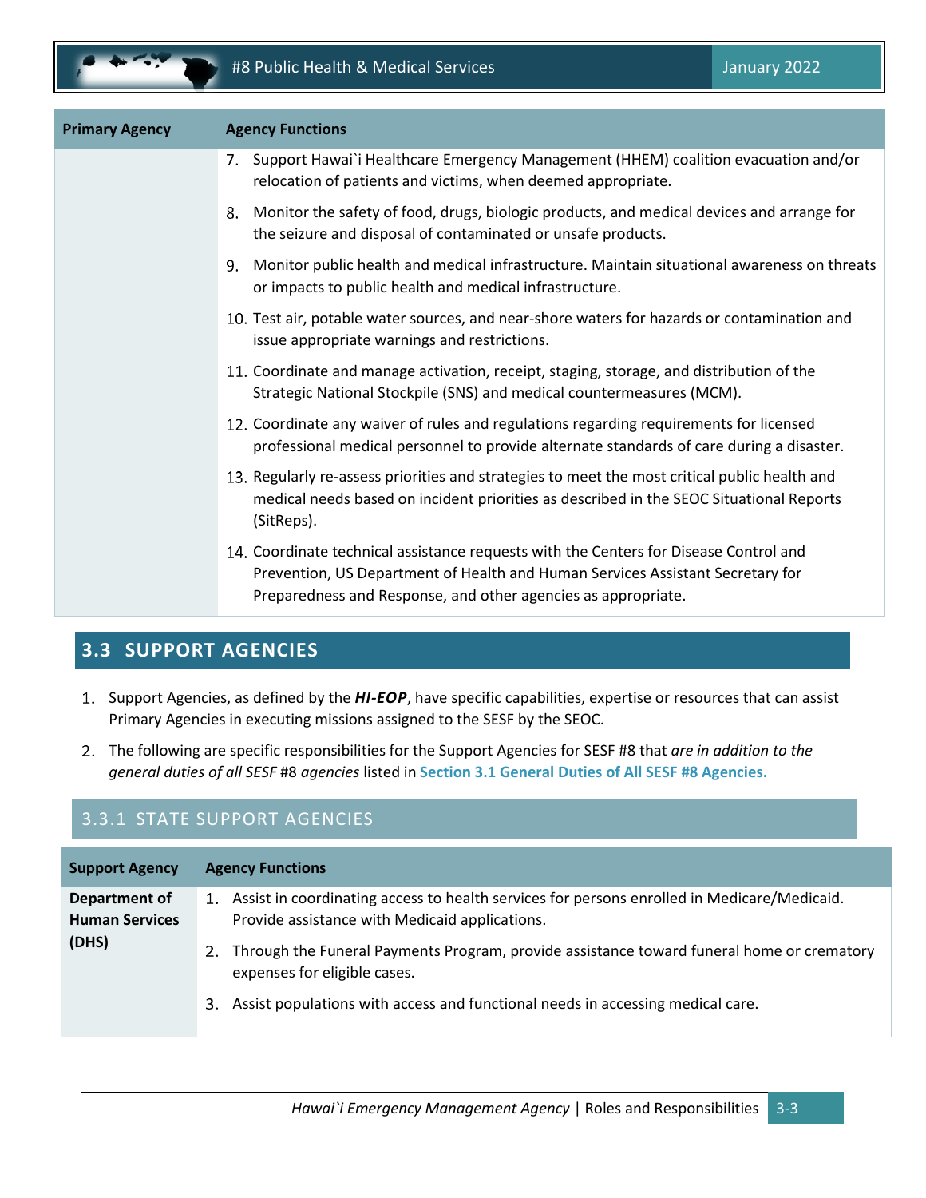| Primary Agency | Agency Functions |
| --- | --- |
| | 7. Support Hawai`i Healthcare Emergency Management (HHEM) coalition evacuation and/or relocation of patients and victims, when deemed appropriate.<br>8. Monitor the safety of food, drugs, biologic products, and medical devices and arrange for the seizure and disposal of contaminated or unsafe products.<br>9. Monitor public health and medical infrastructure. Maintain situational awareness on threats or impacts to public health and medical infrastructure.<br>10. Test air, potable water sources, and near-shore waters for hazards or contamination and issue appropriate warnings and restrictions.<br>11. Coordinate and manage activation, receipt, staging, storage, and distribution of the Strategic National Stockpile (SNS) and medical countermeasures (MCM).<br>12. Coordinate any waiver of rules and regulations regarding requirements for licensed professional medical personnel to provide alternate standards of care during a disaster.<br>13. Regularly re-assess priorities and strategies to meet the most critical public health and medical needs based on incident priorities as described in the SEOC Situational Reports (SitReps).<br>14. Coordinate technical assistance requests with the Centers for Disease Control and Prevention, US Department of Health and Human Services Assistant Secretary for Preparedness and Response, and other agencies as appropriate. |

## 3.3 SUPPORT AGENCIES

1. Support Agencies, as defined by the ***HI-EOP***, have specific capabilities, expertise or resources that can assist Primary Agencies in executing missions assigned to the SESF by the SEOC.
2. The following are specific responsibilities for the Support Agencies for SESF #8 that *are in addition to the general duties of all SESF* #8 *agencies* listed in **Section 3.1 General Duties of All SESF #8 Agencies.**

### 3.3.1 STATE SUPPORT AGENCIES

| Support Agency | Agency Functions |
| --- | --- |
| **Department of Human Services (DHS)** | 1. Assist in coordinating access to health services for persons enrolled in Medicare/Medicaid. Provide assistance with Medicaid applications.<br>2. Through the Funeral Payments Program, provide assistance toward funeral home or crematory expenses for eligible cases.<br>3. Assist populations with access and functional needs in accessing medical care. |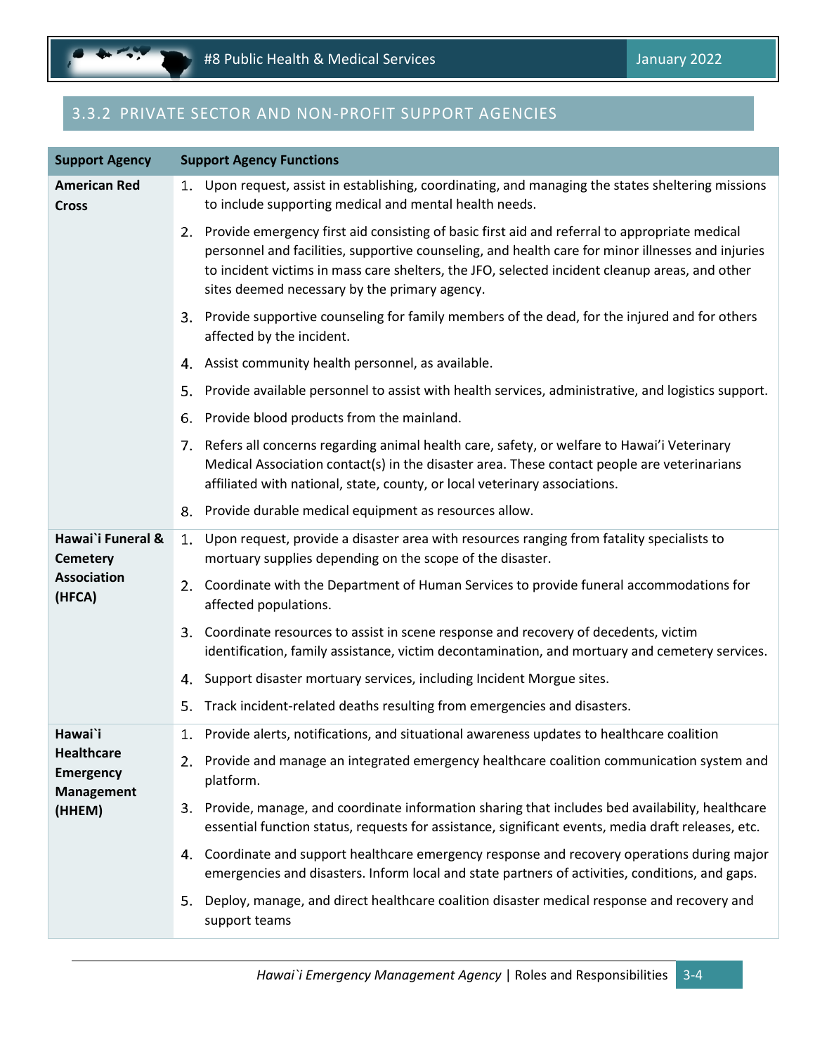### 3.3.2 PRIVATE SECTOR AND NON-PROFIT SUPPORT AGENCIES

| Support Agency | Support Agency Functions |
|---|---|
| **American Red Cross** | 1. Upon request, assist in establishing, coordinating, and managing the states sheltering missions to include supporting medical and mental health needs.<br>2. Provide emergency first aid consisting of basic first aid and referral to appropriate medical personnel and facilities, supportive counseling, and health care for minor illnesses and injuries to incident victims in mass care shelters, the JFO, selected incident cleanup areas, and other sites deemed necessary by the primary agency.<br>3. Provide supportive counseling for family members of the dead, for the injured and for others affected by the incident.<br>4. Assist community health personnel, as available.<br>5. Provide available personnel to assist with health services, administrative, and logistics support.<br>6. Provide blood products from the mainland.<br>7. Refers all concerns regarding animal health care, safety, or welfare to Hawai'i Veterinary Medical Association contact(s) in the disaster area. These contact people are veterinarians affiliated with national, state, county, or local veterinary associations.<br>8. Provide durable medical equipment as resources allow. |
| **Hawai`i Funeral & Cemetery Association (HFCA)** | 1. Upon request, provide a disaster area with resources ranging from fatality specialists to mortuary supplies depending on the scope of the disaster.<br>2. Coordinate with the Department of Human Services to provide funeral accommodations for affected populations.<br>3. Coordinate resources to assist in scene response and recovery of decedents, victim identification, family assistance, victim decontamination, and mortuary and cemetery services.<br>4. Support disaster mortuary services, including Incident Morgue sites.<br>5. Track incident-related deaths resulting from emergencies and disasters. |
| **Hawai`i Healthcare Emergency Management (HHEM)** | 1. Provide alerts, notifications, and situational awareness updates to healthcare coalition<br>2. Provide and manage an integrated emergency healthcare coalition communication system and platform.<br>3. Provide, manage, and coordinate information sharing that includes bed availability, healthcare essential function status, requests for assistance, significant events, media draft releases, etc.<br>4. Coordinate and support healthcare emergency response and recovery operations during major emergencies and disasters. Inform local and state partners of activities, conditions, and gaps.<br>5. Deploy, manage, and direct healthcare coalition disaster medical response and recovery and support teams |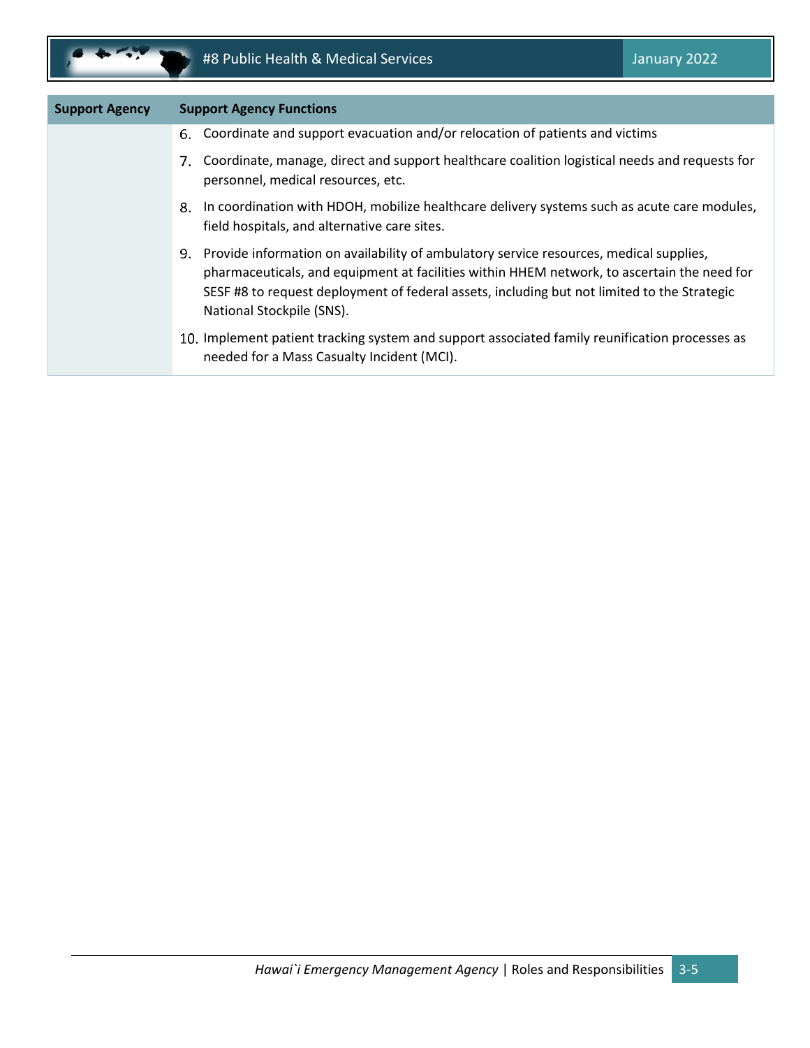| Support Agency | Support Agency Functions |
| --- | --- |
| | 6. Coordinate and support evacuation and/or relocation of patients and victims<br>7. Coordinate, manage, direct and support healthcare coalition logistical needs and requests for personnel, medical resources, etc.<br>8. In coordination with HDOH, mobilize healthcare delivery systems such as acute care modules, field hospitals, and alternative care sites.<br>9. Provide information on availability of ambulatory service resources, medical supplies, pharmaceuticals, and equipment at facilities within HHEM network, to ascertain the need for SESF #8 to request deployment of federal assets, including but not limited to the Strategic National Stockpile (SNS).<br>10. Implement patient tracking system and support associated family reunification processes as needed for a Mass Casualty Incident (MCI). |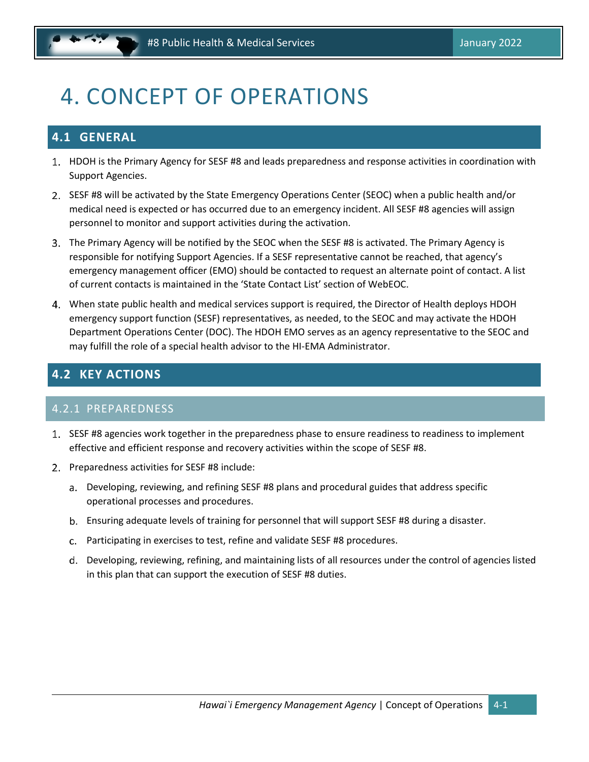# 4. CONCEPT OF OPERATIONS

## 4.1 GENERAL

1. HDOH is the Primary Agency for SESF #8 and leads preparedness and response activities in coordination with Support Agencies.
2. SESF #8 will be activated by the State Emergency Operations Center (SEOC) when a public health and/or medical need is expected or has occurred due to an emergency incident. All SESF #8 agencies will assign personnel to monitor and support activities during the activation.
3. The Primary Agency will be notified by the SEOC when the SESF #8 is activated. The Primary Agency is responsible for notifying Support Agencies. If a SESF representative cannot be reached, that agency's emergency management officer (EMO) should be contacted to request an alternate point of contact. A list of current contacts is maintained in the 'State Contact List' section of WebEOC.
4. When state public health and medical services support is required, the Director of Health deploys HDOH emergency support function (SESF) representatives, as needed, to the SEOC and may activate the HDOH Department Operations Center (DOC). The HDOH EMO serves as an agency representative to the SEOC and may fulfill the role of a special health advisor to the HI-EMA Administrator.

## 4.2 KEY ACTIONS

### 4.2.1 PREPAREDNESS

1. SESF #8 agencies work together in the preparedness phase to ensure readiness to readiness to implement effective and efficient response and recovery activities within the scope of SESF #8.
2. Preparedness activities for SESF #8 include:
   a. Developing, reviewing, and refining SESF #8 plans and procedural guides that address specific operational processes and procedures.
   b. Ensuring adequate levels of training for personnel that will support SESF #8 during a disaster.
   c. Participating in exercises to test, refine and validate SESF #8 procedures.
   d. Developing, reviewing, refining, and maintaining lists of all resources under the control of agencies listed in this plan that can support the execution of SESF #8 duties.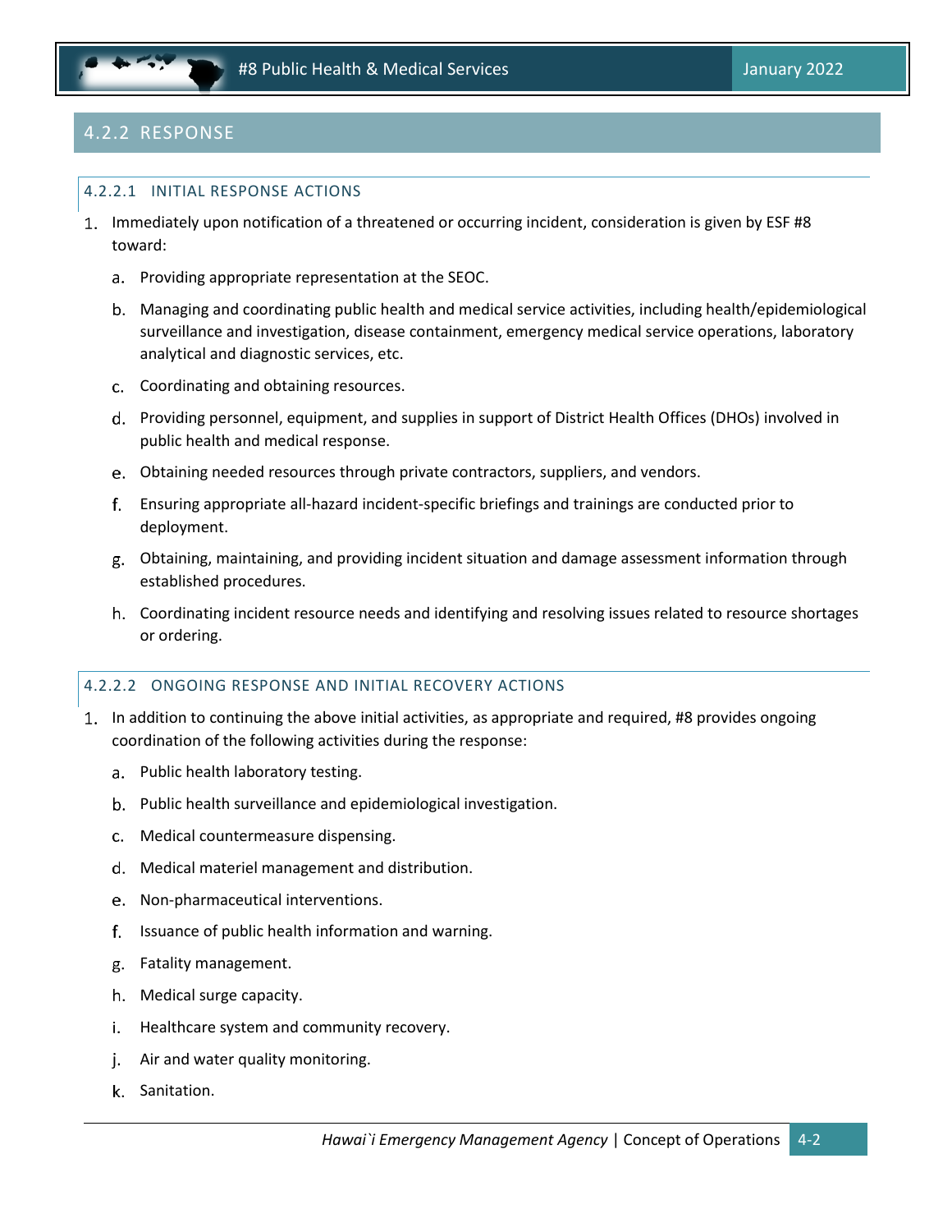## 4.2.2 RESPONSE

### 4.2.2.1 INITIAL RESPONSE ACTIONS

1. Immediately upon notification of a threatened or occurring incident, consideration is given by ESF #8 toward:
   a. Providing appropriate representation at the SEOC.
   b. Managing and coordinating public health and medical service activities, including health/epidemiological surveillance and investigation, disease containment, emergency medical service operations, laboratory analytical and diagnostic services, etc.
   c. Coordinating and obtaining resources.
   d. Providing personnel, equipment, and supplies in support of District Health Offices (DHOs) involved in public health and medical response.
   e. Obtaining needed resources through private contractors, suppliers, and vendors.
   f. Ensuring appropriate all-hazard incident-specific briefings and trainings are conducted prior to deployment.
   g. Obtaining, maintaining, and providing incident situation and damage assessment information through established procedures.
   h. Coordinating incident resource needs and identifying and resolving issues related to resource shortages or ordering.

### 4.2.2.2 ONGOING RESPONSE AND INITIAL RECOVERY ACTIONS

1. In addition to continuing the above initial activities, as appropriate and required, #8 provides ongoing coordination of the following activities during the response:
   a. Public health laboratory testing.
   b. Public health surveillance and epidemiological investigation.
   c. Medical countermeasure dispensing.
   d. Medical materiel management and distribution.
   e. Non-pharmaceutical interventions.
   f. Issuance of public health information and warning.
   g. Fatality management.
   h. Medical surge capacity.
   i. Healthcare system and community recovery.
   j. Air and water quality monitoring.
   k. Sanitation.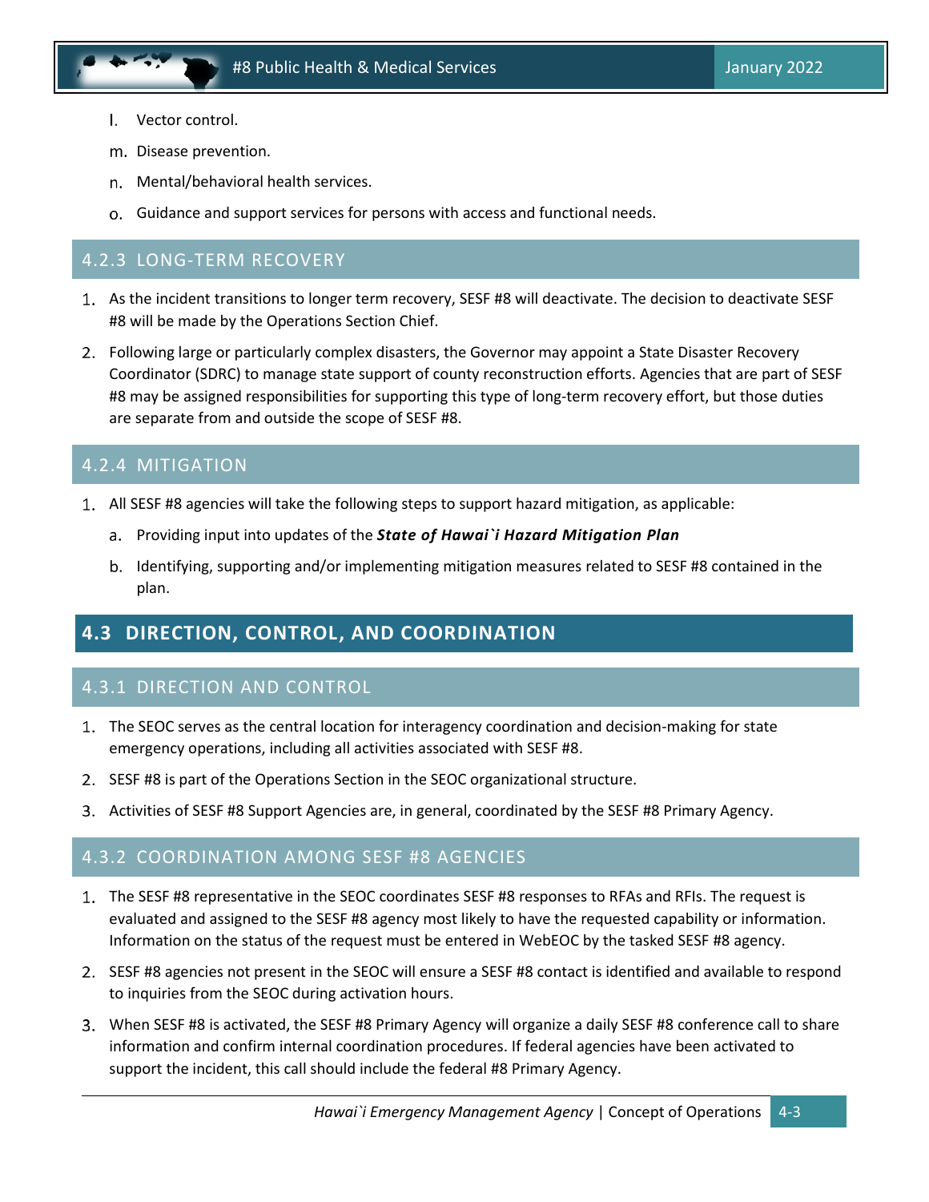l. Vector control.

m. Disease prevention.

n. Mental/behavioral health services.

o. Guidance and support services for persons with access and functional needs.

### 4.2.3 LONG-TERM RECOVERY

1. As the incident transitions to longer term recovery, SESF #8 will deactivate. The decision to deactivate SESF #8 will be made by the Operations Section Chief.
2. Following large or particularly complex disasters, the Governor may appoint a State Disaster Recovery Coordinator (SDRC) to manage state support of county reconstruction efforts. Agencies that are part of SESF #8 may be assigned responsibilities for supporting this type of long-term recovery effort, but those duties are separate from and outside the scope of SESF #8.

### 4.2.4 MITIGATION

1. All SESF #8 agencies will take the following steps to support hazard mitigation, as applicable:
   a. Providing input into updates of the ***State of Hawai`i Hazard Mitigation Plan***
   b. Identifying, supporting and/or implementing mitigation measures related to SESF #8 contained in the plan.

## 4.3 DIRECTION, CONTROL, AND COORDINATION

### 4.3.1 DIRECTION AND CONTROL

1. The SEOC serves as the central location for interagency coordination and decision-making for state emergency operations, including all activities associated with SESF #8.
2. SESF #8 is part of the Operations Section in the SEOC organizational structure.
3. Activities of SESF #8 Support Agencies are, in general, coordinated by the SESF #8 Primary Agency.

### 4.3.2 COORDINATION AMONG SESF #8 AGENCIES

1. The SESF #8 representative in the SEOC coordinates SESF #8 responses to RFAs and RFIs. The request is evaluated and assigned to the SESF #8 agency most likely to have the requested capability or information. Information on the status of the request must be entered in WebEOC by the tasked SESF #8 agency.
2. SESF #8 agencies not present in the SEOC will ensure a SESF #8 contact is identified and available to respond to inquiries from the SEOC during activation hours.
3. When SESF #8 is activated, the SESF #8 Primary Agency will organize a daily SESF #8 conference call to share information and confirm internal coordination procedures. If federal agencies have been activated to support the incident, this call should include the federal #8 Primary Agency.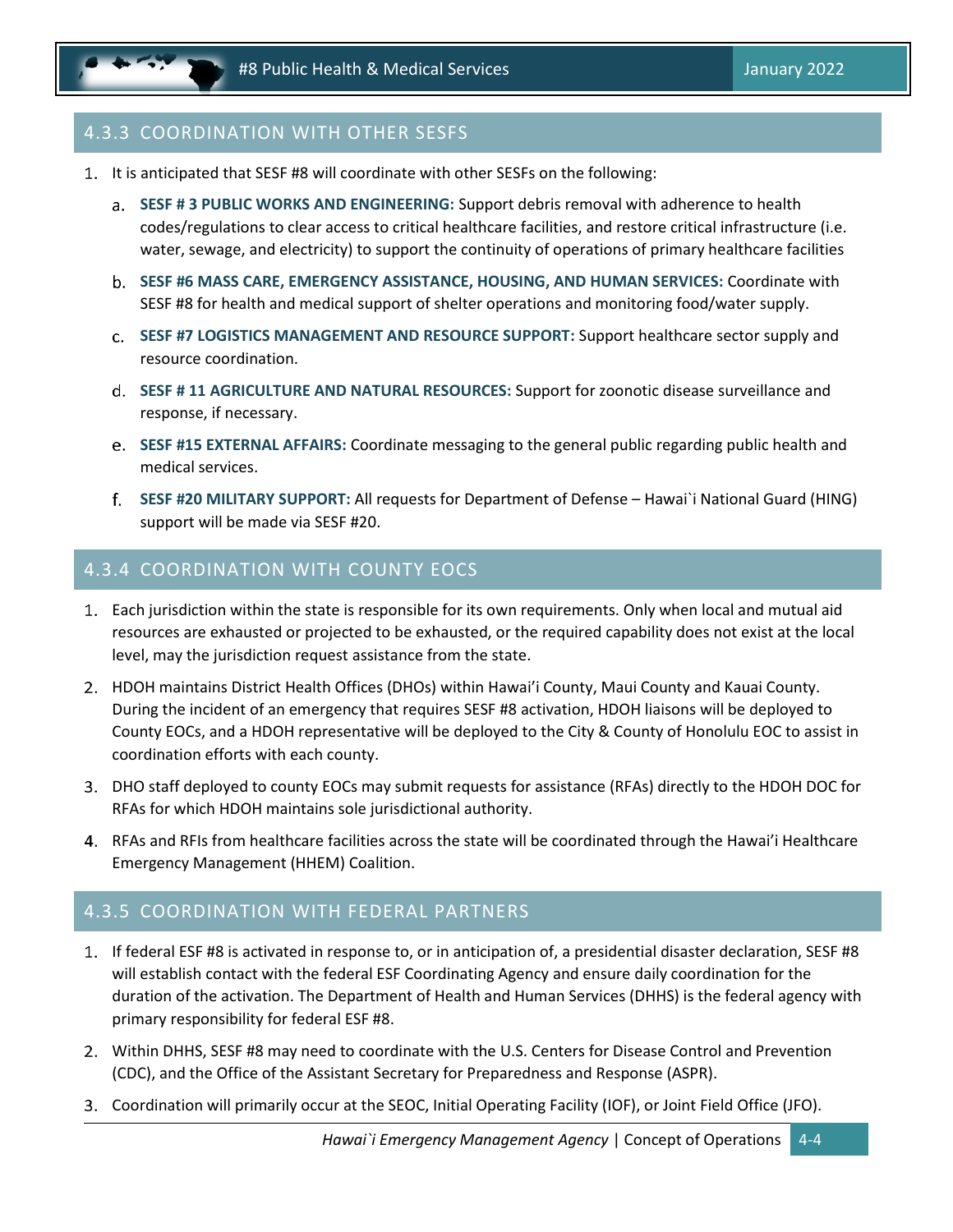## 4.3.3 COORDINATION WITH OTHER SESFS

1. It is anticipated that SESF #8 will coordinate with other SESFs on the following:
   a. **SESF # 3 PUBLIC WORKS AND ENGINEERING:** Support debris removal with adherence to health codes/regulations to clear access to critical healthcare facilities, and restore critical infrastructure (i.e. water, sewage, and electricity) to support the continuity of operations of primary healthcare facilities
   b. **SESF #6 MASS CARE, EMERGENCY ASSISTANCE, HOUSING, AND HUMAN SERVICES:** Coordinate with SESF #8 for health and medical support of shelter operations and monitoring food/water supply.
   c. **SESF #7 LOGISTICS MANAGEMENT AND RESOURCE SUPPORT:** Support healthcare sector supply and resource coordination.
   d. **SESF # 11 AGRICULTURE AND NATURAL RESOURCES:** Support for zoonotic disease surveillance and response, if necessary.
   e. **SESF #15 EXTERNAL AFFAIRS:** Coordinate messaging to the general public regarding public health and medical services.
   f. **SESF #20 MILITARY SUPPORT:** All requests for Department of Defense – Hawai`i National Guard (HING) support will be made via SESF #20.

## 4.3.4 COORDINATION WITH COUNTY EOCS

1. Each jurisdiction within the state is responsible for its own requirements. Only when local and mutual aid resources are exhausted or projected to be exhausted, or the required capability does not exist at the local level, may the jurisdiction request assistance from the state.
2. HDOH maintains District Health Offices (DHOs) within Hawai'i County, Maui County and Kauai County. During the incident of an emergency that requires SESF #8 activation, HDOH liaisons will be deployed to County EOCs, and a HDOH representative will be deployed to the City & County of Honolulu EOC to assist in coordination efforts with each county.
3. DHO staff deployed to county EOCs may submit requests for assistance (RFAs) directly to the HDOH DOC for RFAs for which HDOH maintains sole jurisdictional authority.
4. RFAs and RFIs from healthcare facilities across the state will be coordinated through the Hawai'i Healthcare Emergency Management (HHEM) Coalition.

## 4.3.5 COORDINATION WITH FEDERAL PARTNERS

1. If federal ESF #8 is activated in response to, or in anticipation of, a presidential disaster declaration, SESF #8 will establish contact with the federal ESF Coordinating Agency and ensure daily coordination for the duration of the activation. The Department of Health and Human Services (DHHS) is the federal agency with primary responsibility for federal ESF #8.
2. Within DHHS, SESF #8 may need to coordinate with the U.S. Centers for Disease Control and Prevention (CDC), and the Office of the Assistant Secretary for Preparedness and Response (ASPR).
3. Coordination will primarily occur at the SEOC, Initial Operating Facility (IOF), or Joint Field Office (JFO).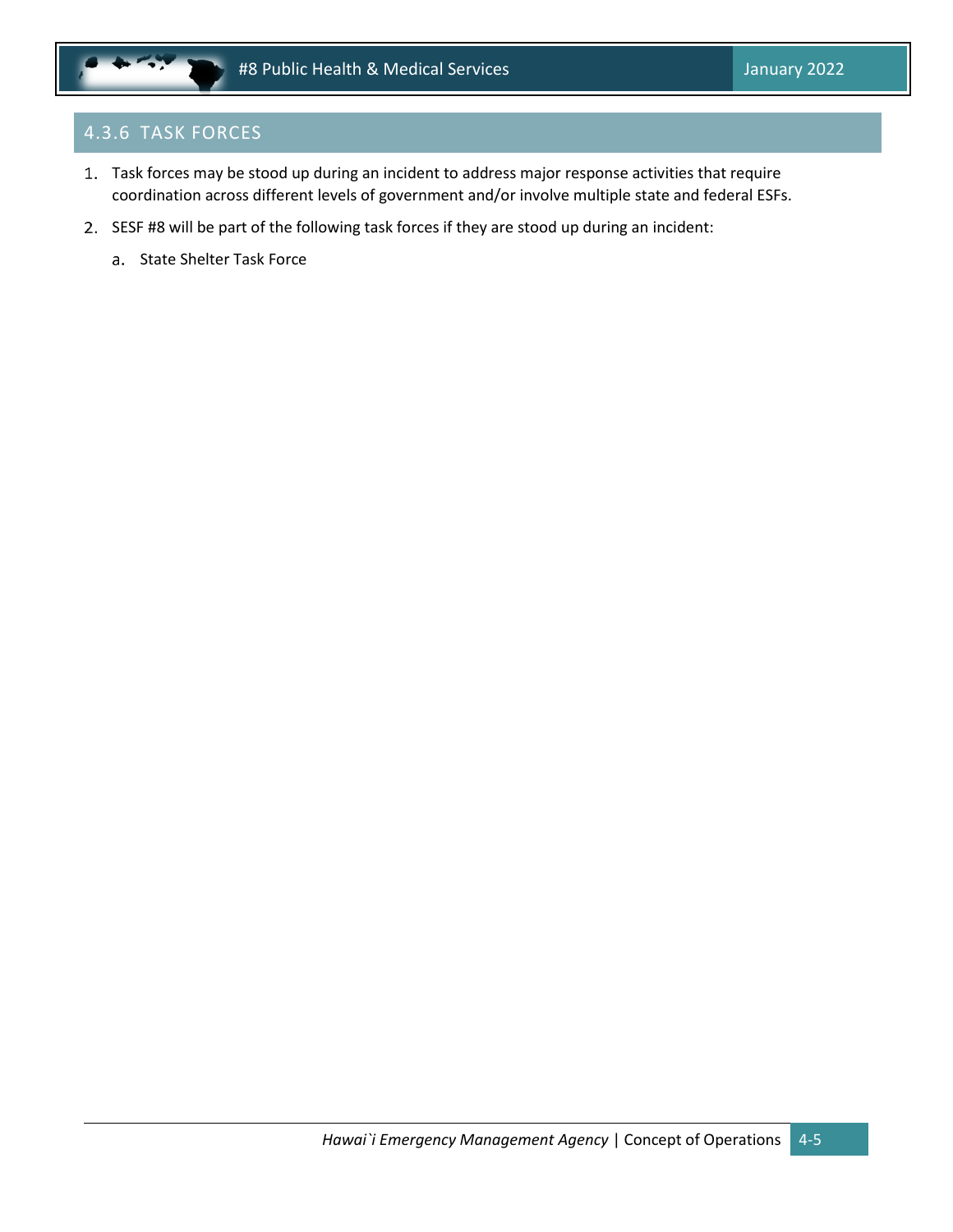### 4.3.6 TASK FORCES

1. Task forces may be stood up during an incident to address major response activities that require coordination across different levels of government and/or involve multiple state and federal ESFs.
2. SESF #8 will be part of the following task forces if they are stood up during an incident:
   a. State Shelter Task Force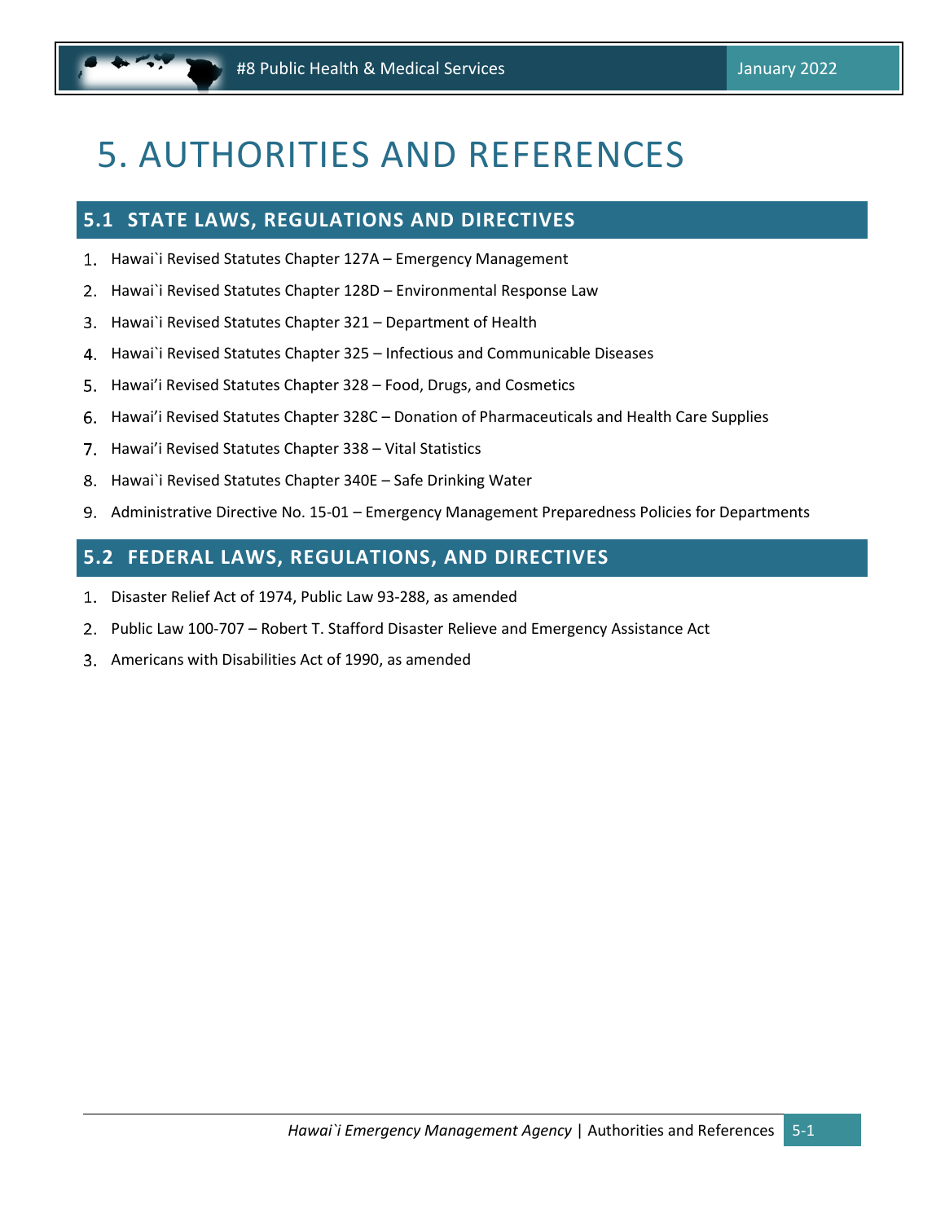# 5. AUTHORITIES AND REFERENCES

## 5.1 STATE LAWS, REGULATIONS AND DIRECTIVES

1. Hawai`i Revised Statutes Chapter 127A – Emergency Management
2. Hawai`i Revised Statutes Chapter 128D – Environmental Response Law
3. Hawai`i Revised Statutes Chapter 321 – Department of Health
4. Hawai`i Revised Statutes Chapter 325 – Infectious and Communicable Diseases
5. Hawai'i Revised Statutes Chapter 328 – Food, Drugs, and Cosmetics
6. Hawai'i Revised Statutes Chapter 328C – Donation of Pharmaceuticals and Health Care Supplies
7. Hawai'i Revised Statutes Chapter 338 – Vital Statistics
8. Hawai`i Revised Statutes Chapter 340E – Safe Drinking Water
9. Administrative Directive No. 15-01 – Emergency Management Preparedness Policies for Departments

## 5.2 FEDERAL LAWS, REGULATIONS, AND DIRECTIVES

1. Disaster Relief Act of 1974, Public Law 93-288, as amended
2. Public Law 100-707 – Robert T. Stafford Disaster Relieve and Emergency Assistance Act
3. Americans with Disabilities Act of 1990, as amended